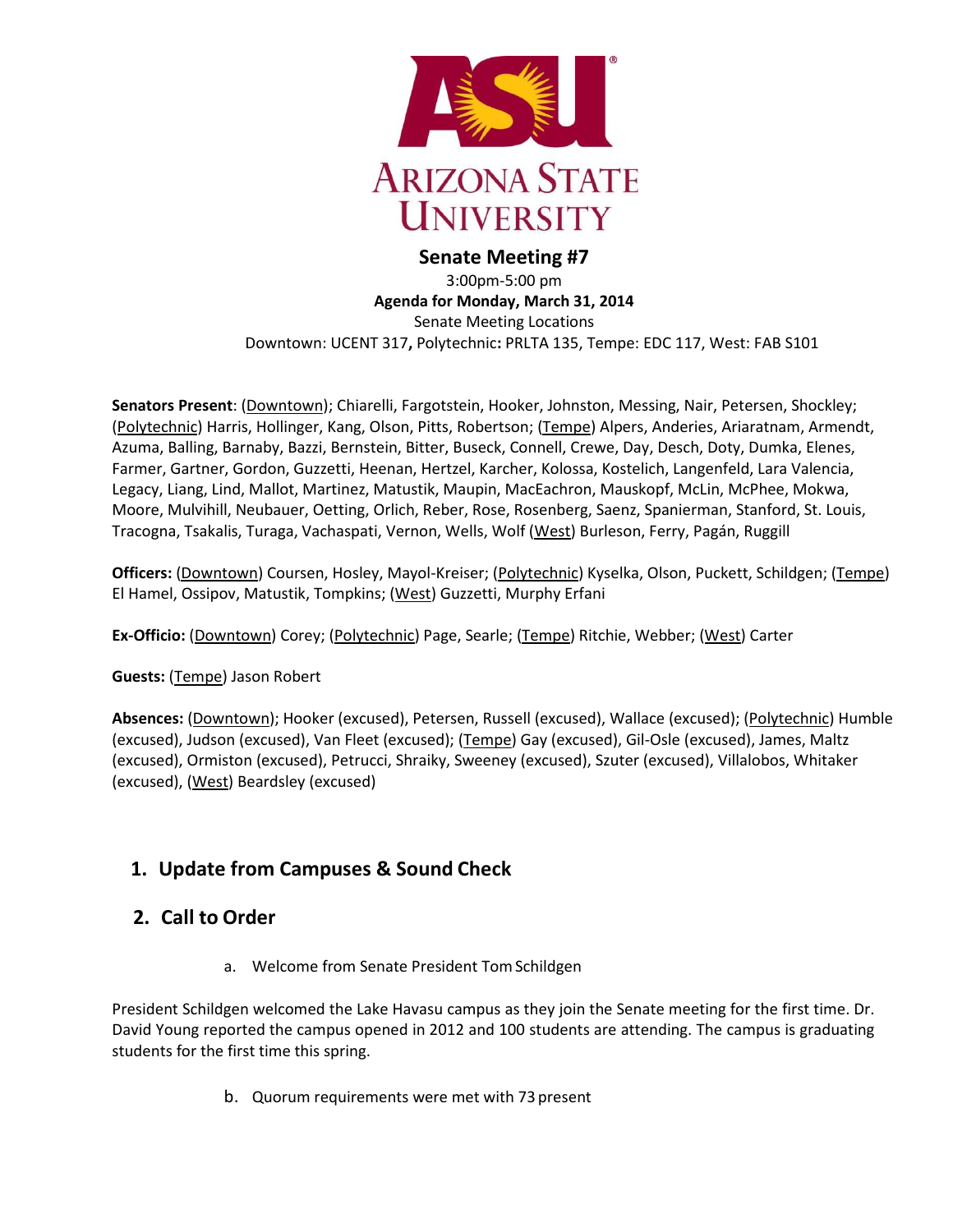# Senate Meeting #7

3:00pm-5:00 pm

**Agenda for Monday, March 31, 2014**

Senate Meeting Locations

Downtown: UCENT 317**,** Polytechnic**:** PRLTA 135, Tempe: EDC 117, West: FAB S101

**Senators Present**: (Downtown); Chiarelli, Fargotstein, Hooker, Johnston, Messing, Nair, Petersen, Shockley; (Polytechnic) Harris, Hollinger, Kang, Olson, Pitts, Robertson; (Tempe) Alpers, Anderies, Ariaratnam, Armendt, Azuma, Balling, Barnaby, Bazzi, Bernstein, Bitter, Buseck, Connell, Crewe, Day, Desch, Doty, Dumka, Elenes, Farmer, Gartner, Gordon, Guzzetti, Heenan, Hertzel, Karcher, Kolossa, Kostelich, Langenfeld, Lara Valencia, Legacy, Liang, Lind, Mallot, Martinez, Matustik, Maupin, MacEachron, Mauskopf, McLin, McPhee, Mokwa, Moore, Mulvihill, Neubauer, Oetting, Orlich, Reber, Rose, Rosenberg, Saenz, Spanierman, Stanford, St. Louis, Tracogna, Tsakalis, Turaga, Vachaspati, Vernon, Wells, Wolf (West) Burleson, Ferry, Pagán, Ruggill

**Officers:** (Downtown) Coursen, Hosley, Mayol-Kreiser; (Polytechnic) Kyselka, Olson, Puckett, Schildgen; (Tempe) El Hamel, Ossipov, Matustik, Tompkins; (West) Guzzetti, Murphy Erfani

**Ex-Officio:** (Downtown) Corey; (Polytechnic) Page, Searle; (Tempe) Ritchie, Webber; (West) Carter

**Guests:** (Tempe) Jason Robert

**Absences:** (Downtown); Hooker (excused), Petersen, Russell (excused), Wallace (excused); (Polytechnic) Humble (excused), Judson (excused), Van Fleet (excused); (Tempe) Gay (excused), Gil-Osle (excused), James, Maltz (excused), Ormiston (excused), Petrucci, Shraiky, Sweeney (excused), Szuter (excused), Villalobos, Whitaker (excused), (West) Beardsley (excused)

## 1. Update from Campuses & Sound Check

## 2. Call to Order

a. Welcome from Senate President Tom Schildgen

President Schildgen welcomed the Lake Havasu campus as they join the Senate meeting for the first time. Dr. David Young reported the campus opened in 2012 and 100 students are attending. The campus is graduating students for the first time this spring.

b. Quorum requirements were met with 73 present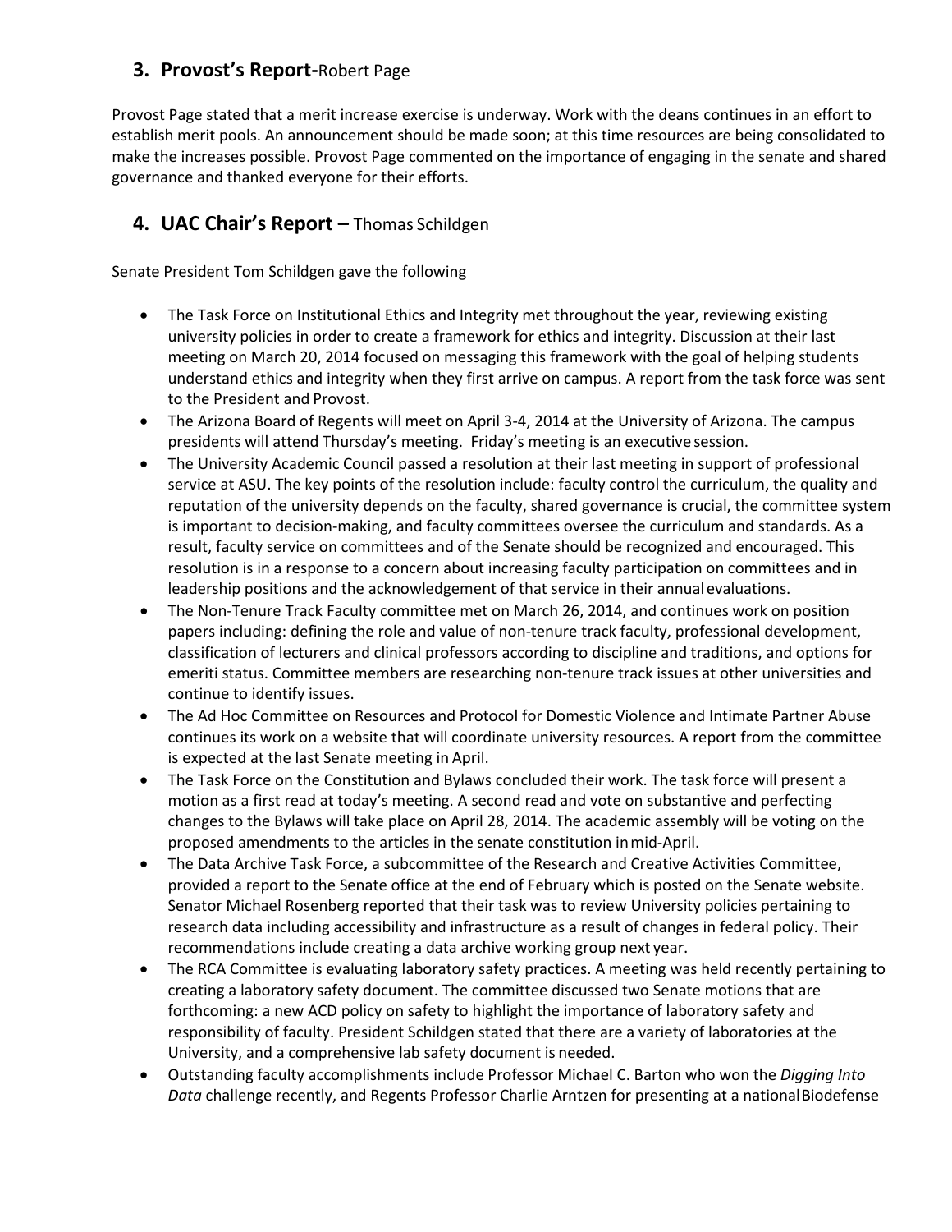## 3. Provost's Report-Robert Page

Provost Page stated that a merit increase exercise is underway. Work with the deans continues in an effort to establish merit pools. An announcement should be made soon; at this time resources are being consolidated to make the increases possible. Provost Page commented on the importance of engaging in the senate and shared governance and thanked everyone for their efforts.

## 4. UAC Chair's Report – Thomas Schildgen

Senate President Tom Schildgen gave the following

- The Task Force on Institutional Ethics and Integrity met throughout the year, reviewing existing university policies in order to create a framework for ethics and integrity. Discussion at their last meeting on March 20, 2014 focused on messaging this framework with the goal of helping students understand ethics and integrity when they first arrive on campus. A report from the task force was sent to the President and Provost.
- The Arizona Board of Regents will meet on April 3-4, 2014 at the University of Arizona. The campus presidents will attend Thursday's meeting. Friday's meeting is an executive session.
- The University Academic Council passed a resolution at their last meeting in support of professional service at ASU. The key points of the resolution include: faculty control the curriculum, the quality and reputation of the university depends on the faculty, shared governance is crucial, the committee system is important to decision-making, and faculty committees oversee the curriculum and standards. As a result, faculty service on committees and of the Senate should be recognized and encouraged. This resolution is in a response to a concern about increasing faculty participation on committees and in leadership positions and the acknowledgement of that service in their annual evaluations.
- The Non-Tenure Track Faculty committee met on March 26, 2014, and continues work on position papers including: defining the role and value of non-tenure track faculty, professional development, classification of lecturers and clinical professors according to discipline and traditions, and options for emeriti status. Committee members are researching non-tenure track issues at other universities and continue to identify issues.
- The Ad Hoc Committee on Resources and Protocol for Domestic Violence and Intimate Partner Abuse continues its work on a website that will coordinate university resources. A report from the committee is expected at the last Senate meeting in April.
- The Task Force on the Constitution and Bylaws concluded their work. The task force will present a motion as a first read at today's meeting. A second read and vote on substantive and perfecting changes to the Bylaws will take place on April 28, 2014. The academic assembly will be voting on the proposed amendments to the articles in the senate constitution in mid-April.
- The Data Archive Task Force, a subcommittee of the Research and Creative Activities Committee, provided a report to the Senate office at the end of February which is posted on the Senate website. Senator Michael Rosenberg reported that their task was to review University policies pertaining to research data including accessibility and infrastructure as a result of changes in federal policy. Their recommendations include creating a data archive working group next year.
- The RCA Committee is evaluating laboratory safety practices. A meeting was held recently pertaining to creating a laboratory safety document. The committee discussed two Senate motions that are forthcoming: a new ACD policy on safety to highlight the importance of laboratory safety and responsibility of faculty. President Schildgen stated that there are a variety of laboratories at the University, and a comprehensive lab safety document is needed.
- Outstanding faculty accomplishments include Professor Michael C. Barton who won the *Digging Into Data* challenge recently, and Regents Professor Charlie Arntzen for presenting at a national Biodefense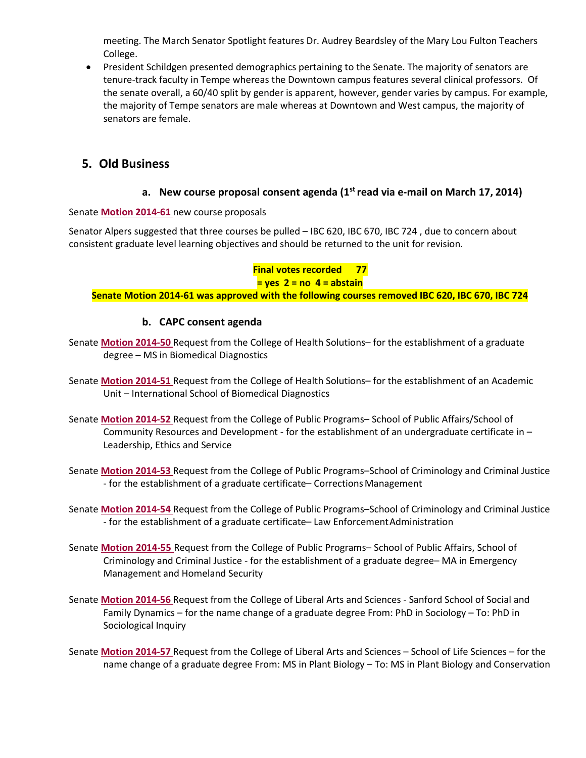meeting. The March Senator Spotlight features Dr. Audrey Beardsley of the Mary Lou Fulton Teachers College.

- President Schildgen presented demographics pertaining to the Senate. The majority of senators are tenure-track faculty in Tempe whereas the Downtown campus features several clinical professors. Of the senate overall, a 60/40 split by gender is apparent, however, gender varies by campus. For example, the majority of Tempe senators are male whereas at Downtown and West campus, the majority of senators are female.

## 5. Old Business

### a. New course proposal consent agenda (1st read via e-mail on March 17, 2014)

Senate **Motion 2014-61** new course proposals

Senator Alpers suggested that three courses be pulled – IBC 620, IBC 670, IBC 724 , due to concern about consistent graduate level learning objectives and should be returned to the unit for revision.

**Final votes recorded 77**
**= yes 2 = no 4 = abstain**
**Senate Motion 2014-61 was approved with the following courses removed IBC 620, IBC 670, IBC 724**

### b. CAPC consent agenda

Senate **Motion 2014-50** Request from the College of Health Solutions– for the establishment of a graduate degree – MS in Biomedical Diagnostics

Senate **Motion 2014-51** Request from the College of Health Solutions– for the establishment of an Academic Unit – International School of Biomedical Diagnostics

Senate **Motion 2014-52** Request from the College of Public Programs– School of Public Affairs/School of Community Resources and Development - for the establishment of an undergraduate certificate in – Leadership, Ethics and Service

Senate **Motion 2014-53** Request from the College of Public Programs–School of Criminology and Criminal Justice - for the establishment of a graduate certificate– Corrections Management

Senate **Motion 2014-54** Request from the College of Public Programs–School of Criminology and Criminal Justice - for the establishment of a graduate certificate– Law Enforcement Administration

Senate **Motion 2014-55** Request from the College of Public Programs– School of Public Affairs, School of Criminology and Criminal Justice - for the establishment of a graduate degree– MA in Emergency Management and Homeland Security

Senate **Motion 2014-56** Request from the College of Liberal Arts and Sciences - Sanford School of Social and Family Dynamics – for the name change of a graduate degree From: PhD in Sociology – To: PhD in Sociological Inquiry

Senate **Motion 2014-57** Request from the College of Liberal Arts and Sciences – School of Life Sciences – for the name change of a graduate degree From: MS in Plant Biology – To: MS in Plant Biology and Conservation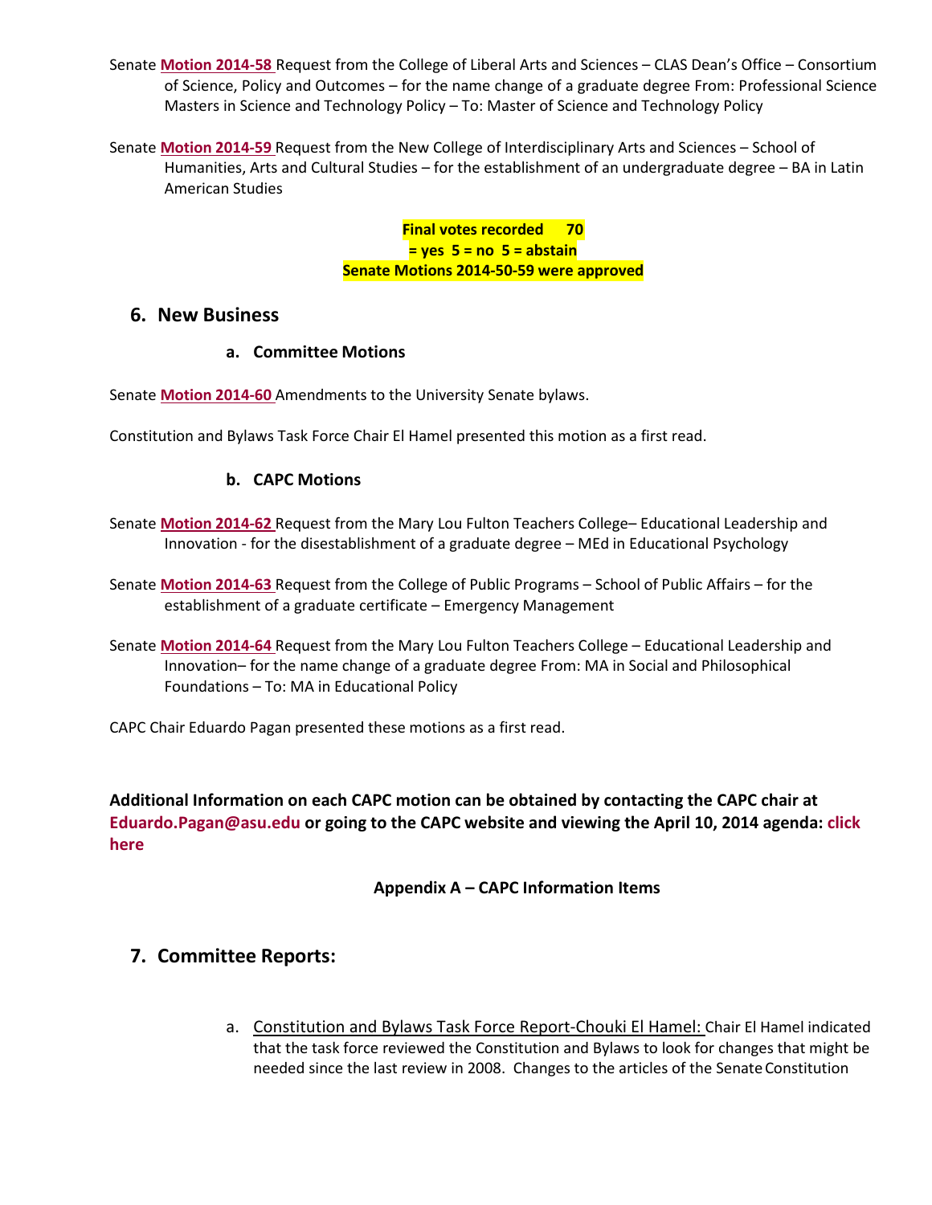Senate **Motion 2014-58** Request from the College of Liberal Arts and Sciences – CLAS Dean's Office – Consortium of Science, Policy and Outcomes – for the name change of a graduate degree From: Professional Science Masters in Science and Technology Policy – To: Master of Science and Technology Policy

Senate **Motion 2014-59** Request from the New College of Interdisciplinary Arts and Sciences – School of Humanities, Arts and Cultural Studies – for the establishment of an undergraduate degree – BA in Latin American Studies

**Final votes recorded 70 = yes 5 = no 5 = abstain**
**Senate Motions 2014-50-59 were approved**

## 6. New Business

### a. Committee Motions

Senate **Motion 2014-60** Amendments to the University Senate bylaws.

Constitution and Bylaws Task Force Chair El Hamel presented this motion as a first read.

### b. CAPC Motions

Senate **Motion 2014-62** Request from the Mary Lou Fulton Teachers College– Educational Leadership and Innovation - for the disestablishment of a graduate degree – MEd in Educational Psychology

Senate **Motion 2014-63** Request from the College of Public Programs – School of Public Affairs – for the establishment of a graduate certificate – Emergency Management

Senate **Motion 2014-64** Request from the Mary Lou Fulton Teachers College – Educational Leadership and Innovation– for the name change of a graduate degree From: MA in Social and Philosophical Foundations – To: MA in Educational Policy

CAPC Chair Eduardo Pagan presented these motions as a first read.

**Additional Information on each CAPC motion can be obtained by contacting the CAPC chair at Eduardo.Pagan@asu.edu or going to the CAPC website and viewing the April 10, 2014 agenda: click here**

**Appendix A – CAPC Information Items**

## 7. Committee Reports:

a. Constitution and Bylaws Task Force Report-Chouki El Hamel: Chair El Hamel indicated that the task force reviewed the Constitution and Bylaws to look for changes that might be needed since the last review in 2008. Changes to the articles of the Senate Constitution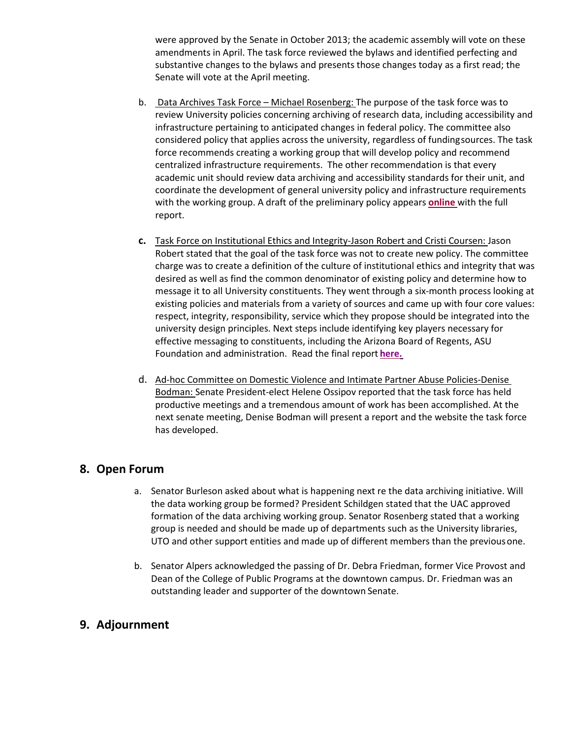were approved by the Senate in October 2013; the academic assembly will vote on these amendments in April. The task force reviewed the bylaws and identified perfecting and substantive changes to the bylaws and presents those changes today as a first read; the Senate will vote at the April meeting.

b. Data Archives Task Force – Michael Rosenberg: The purpose of the task force was to review University policies concerning archiving of research data, including accessibility and infrastructure pertaining to anticipated changes in federal policy. The committee also considered policy that applies across the university, regardless of funding sources. The task force recommends creating a working group that will develop policy and recommend centralized infrastructure requirements. The other recommendation is that every academic unit should review data archiving and accessibility standards for their unit, and coordinate the development of general university policy and infrastructure requirements with the working group. A draft of the preliminary policy appears **online** with the full report.

**c.** Task Force on Institutional Ethics and Integrity-Jason Robert and Cristi Coursen: Jason Robert stated that the goal of the task force was not to create new policy. The committee charge was to create a definition of the culture of institutional ethics and integrity that was desired as well as find the common denominator of existing policy and determine how to message it to all University constituents. They went through a six-month process looking at existing policies and materials from a variety of sources and came up with four core values: respect, integrity, responsibility, service which they propose should be integrated into the university design principles. Next steps include identifying key players necessary for effective messaging to constituents, including the Arizona Board of Regents, ASU Foundation and administration. Read the final report **here.**

d. Ad-hoc Committee on Domestic Violence and Intimate Partner Abuse Policies-Denise Bodman: Senate President-elect Helene Ossipov reported that the task force has held productive meetings and a tremendous amount of work has been accomplished. At the next senate meeting, Denise Bodman will present a report and the website the task force has developed.

## 8. Open Forum

a. Senator Burleson asked about what is happening next re the data archiving initiative. Will the data working group be formed? President Schildgen stated that the UAC approved formation of the data archiving working group. Senator Rosenberg stated that a working group is needed and should be made up of departments such as the University libraries, UTO and other support entities and made up of different members than the previous one.

b. Senator Alpers acknowledged the passing of Dr. Debra Friedman, former Vice Provost and Dean of the College of Public Programs at the downtown campus. Dr. Friedman was an outstanding leader and supporter of the downtown Senate.

## 9. Adjournment